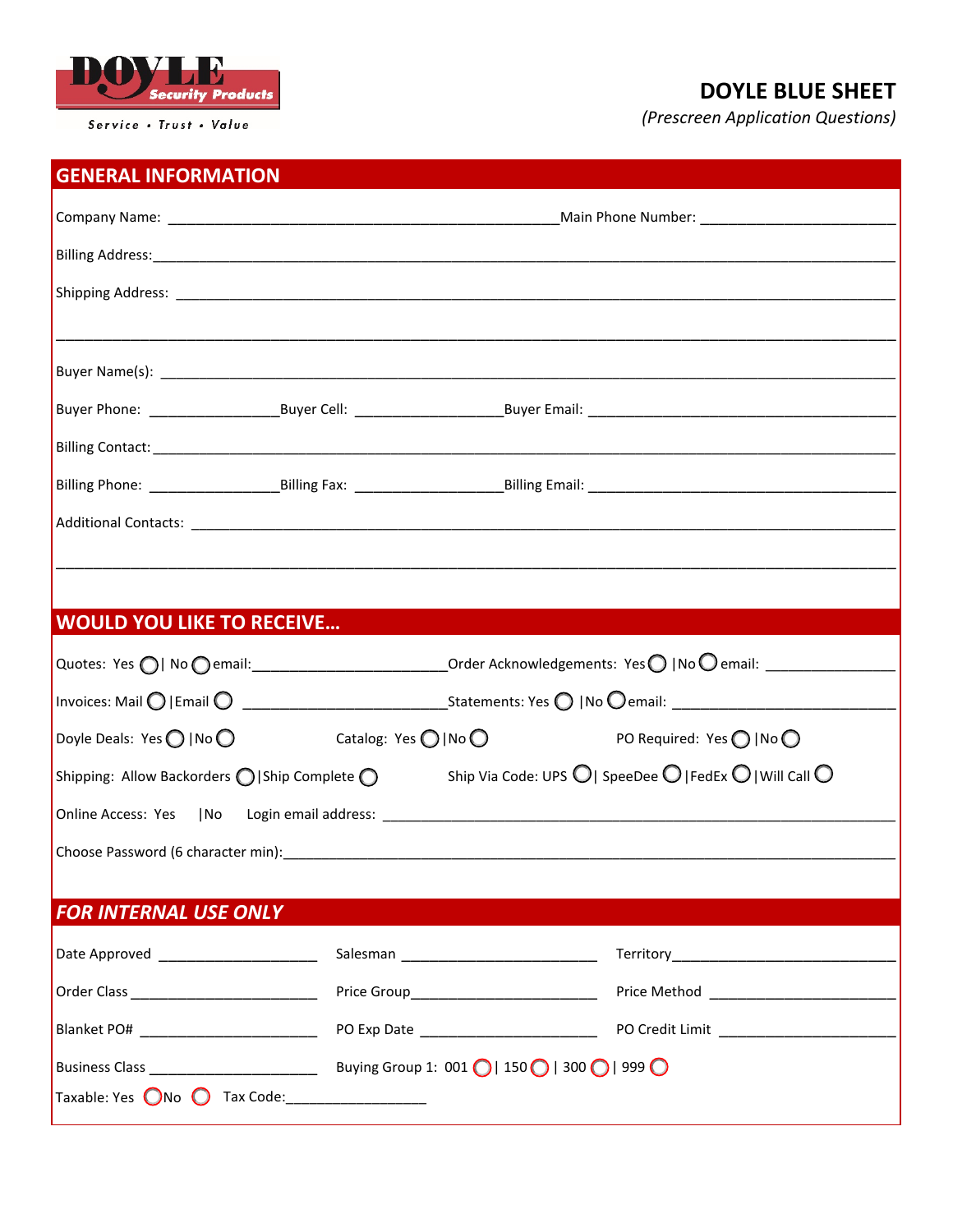DOYLE Security Products

Service • Trust • Value

# DOYLE BLUE SHEET

*(Prescreen Application Questions)*

## GENERAL INFORMATION

Company Name: ________________________________________________ Main Phone Number: ________________________

Billing Address: ____________________________________________________________________________________________

Shipping Address: ___________________________________________________________________________________________

_____________________________________________________________________________________________________________

Buyer Name(s): ______________________________________________________________________________________________

Buyer Phone: ________________ Buyer Cell: __________________ Buyer Email: ______________________________________

Billing Contact: ____________________________________________________________________________________________

Billing Phone: ________________ Billing Fax: __________________ Billing Email: ______________________________________

Additional Contacts: _________________________________________________________________________________________

_____________________________________________________________________________________________________________

## WOULD YOU LIKE TO RECEIVE…

Quotes: Yes ◯ | No ◯ email: ________________________ Order Acknowledgements: Yes ◯ | No ◯ email: ________________

Invoices: Mail ◯ | Email ◯ ________________________ Statements: Yes ◯ | No ◯ email: ____________________________

Doyle Deals: Yes ◯ | No ◯ Catalog: Yes ◯ | No ◯ PO Required: Yes ◯ | No ◯

Shipping: Allow Backorders ◯ | Ship Complete ◯ Ship Via Code: UPS ◯ | SpeeDee ◯ | FedEx ◯ | Will Call ◯

Online Access: Yes | No Login email address: _________________________________________________________________

Choose Password (6 character min): __________________________________________________________________________

## *FOR INTERNAL USE ONLY*

Date Approved ____________________ Salesman ________________________ Territory ____________________________

Order Class ________________________ Price Group ______________________ Price Method ________________________

Blanket PO# _______________________ PO Exp Date ______________________ PO Credit Limit ______________________

Business Class _____________________ Buying Group 1: 001 ◯ | 150 ◯ | 300 ◯ | 999 ◯

Taxable: Yes ◯ No ◯ Tax Code: __________________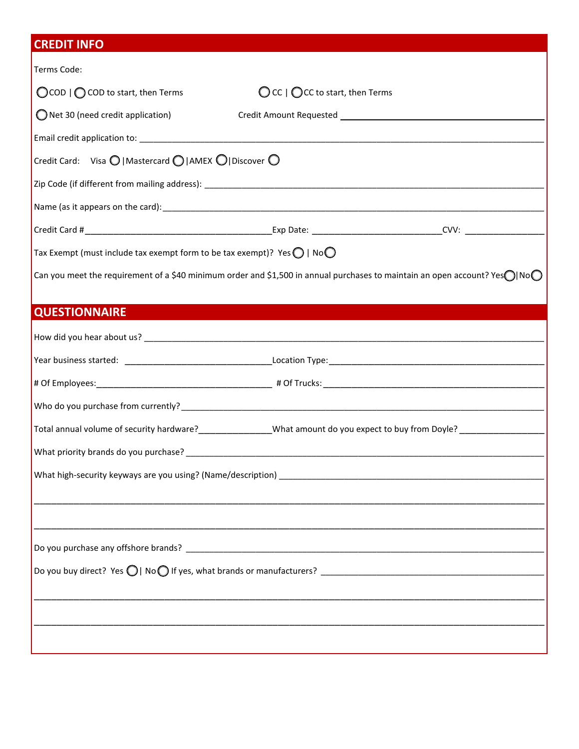## CREDIT INFO

Terms Code:

◯ COD | ◯ COD to start, then Terms ◯ CC | ◯ CC to start, then Terms

◯ Net 30 (need credit application) Credit Amount Requested ____________________

Email credit application to: ____________________

Credit Card: Visa ◯ | Mastercard ◯ | AMEX ◯ | Discover ◯

Zip Code (if different from mailing address): ____________________

Name (as it appears on the card): ____________________

Credit Card # ____________________ Exp Date: ____________________ CVV: ____________________

Tax Exempt (must include tax exempt form to be tax exempt)? Yes ◯ | No ◯

Can you meet the requirement of a $40 minimum order and $1,500 in annual purchases to maintain an open account? Yes ◯ | No ◯

## QUESTIONNAIRE

How did you hear about us? ____________________

Year business started: ____________________ Location Type: ____________________

# Of Employees: ____________________ # Of Trucks: ____________________

Who do you purchase from currently? ____________________

Total annual volume of security hardware? ____________________ What amount do you expect to buy from Doyle? ____________________

What priority brands do you purchase? ____________________

What high-security keyways are you using? (Name/description) ____________________

____________________

____________________

Do you purchase any offshore brands? ____________________

Do you buy direct? Yes ◯ | No ◯ If yes, what brands or manufacturers? ____________________

____________________

____________________